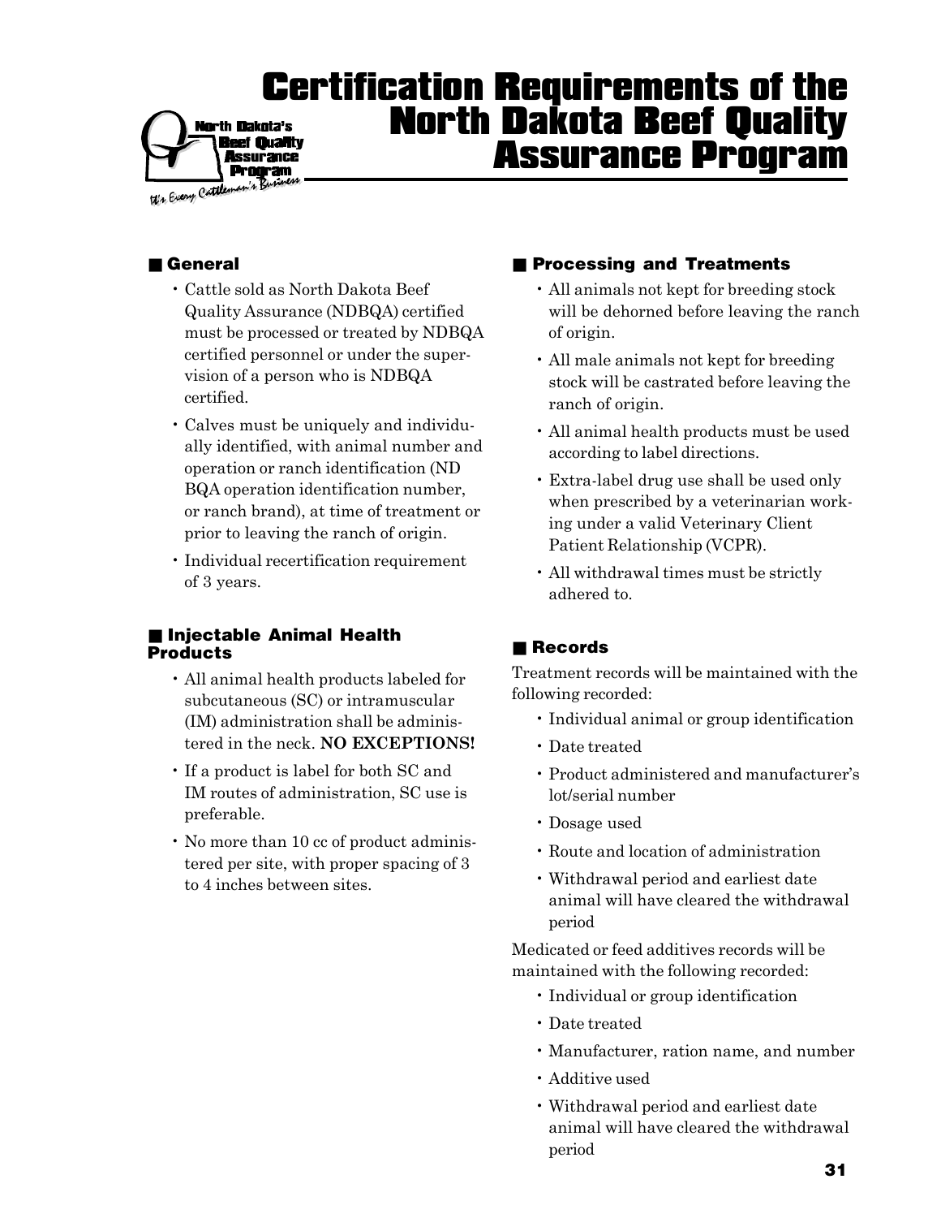# Certification Requirements of the North Dakota Beef Quality Assurance Program

## General

- Cattle sold as North Dakota Beef Quality Assurance (NDBQA) certified must be processed or treated by NDBQA certified personnel or under the supervision of a person who is NDBQA certified.
- Calves must be uniquely and individually identified, with animal number and operation or ranch identification (ND BQA operation identification number, or ranch brand), at time of treatment or prior to leaving the ranch of origin.
- Individual recertification requirement of 3 years.

## Injectable Animal Health Products

- All animal health products labeled for subcutaneous (SC) or intramuscular (IM) administration shall be administered in the neck. **NO EXCEPTIONS!**
- If a product is label for both SC and IM routes of administration, SC use is preferable.
- No more than 10 cc of product administered per site, with proper spacing of 3 to 4 inches between sites.

## Processing and Treatments

- All animals not kept for breeding stock will be dehorned before leaving the ranch of origin.
- All male animals not kept for breeding stock will be castrated before leaving the ranch of origin.
- All animal health products must be used according to label directions.
- Extra-label drug use shall be used only when prescribed by a veterinarian working under a valid Veterinary Client Patient Relationship (VCPR).
- All withdrawal times must be strictly adhered to.

## Records

Treatment records will be maintained with the following recorded:

- Individual animal or group identification
- Date treated
- Product administered and manufacturer's lot/serial number
- Dosage used
- Route and location of administration
- Withdrawal period and earliest date animal will have cleared the withdrawal period

Medicated or feed additives records will be maintained with the following recorded:

- Individual or group identification
- Date treated
- Manufacturer, ration name, and number
- Additive used
- Withdrawal period and earliest date animal will have cleared the withdrawal period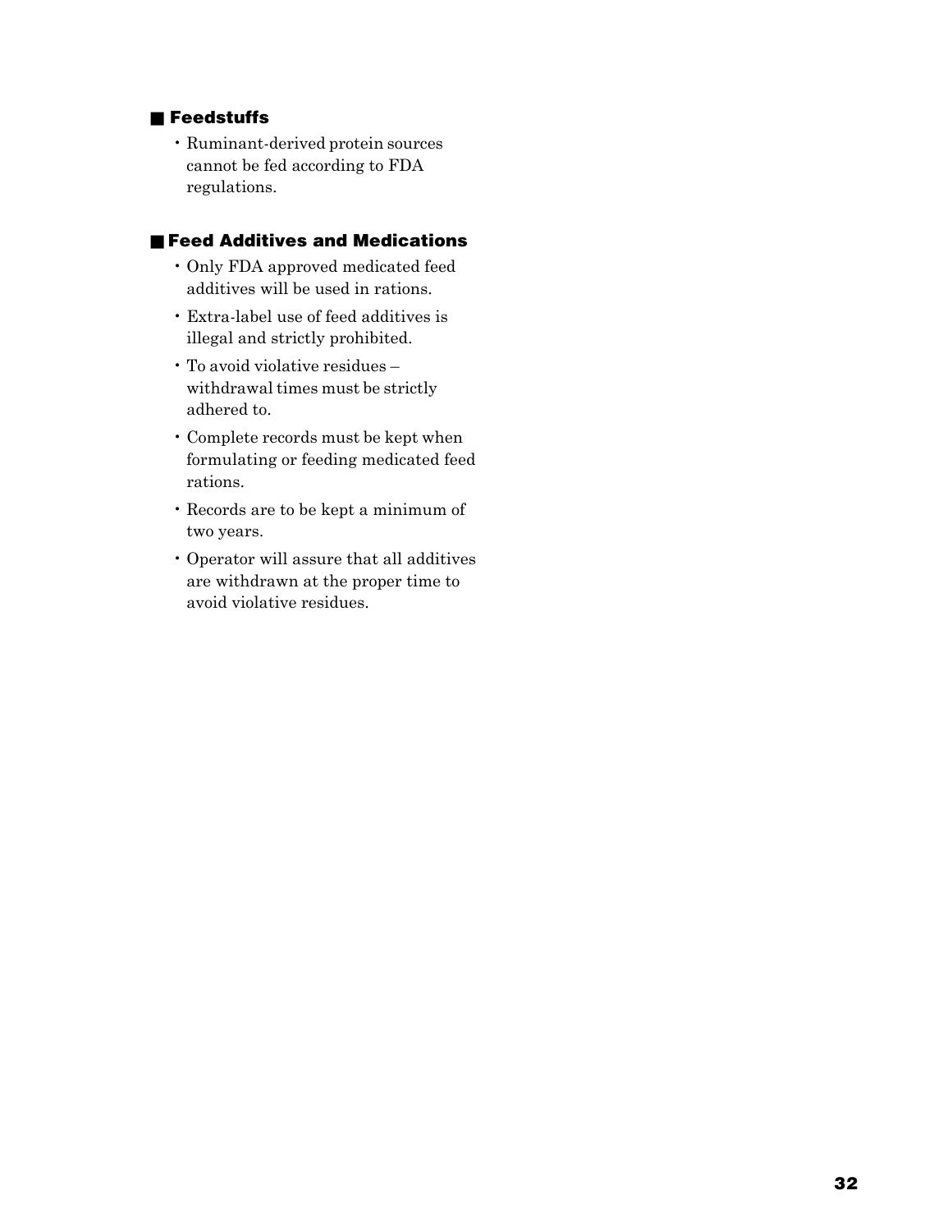## Feedstuffs

- Ruminant-derived protein sources cannot be fed according to FDA regulations.

## Feed Additives and Medications

- Only FDA approved medicated feed additives will be used in rations.
- Extra-label use of feed additives is illegal and strictly prohibited.
- To avoid violative residues – withdrawal times must be strictly adhered to.
- Complete records must be kept when formulating or feeding medicated feed rations.
- Records are to be kept a minimum of two years.
- Operator will assure that all additives are withdrawn at the proper time to avoid violative residues.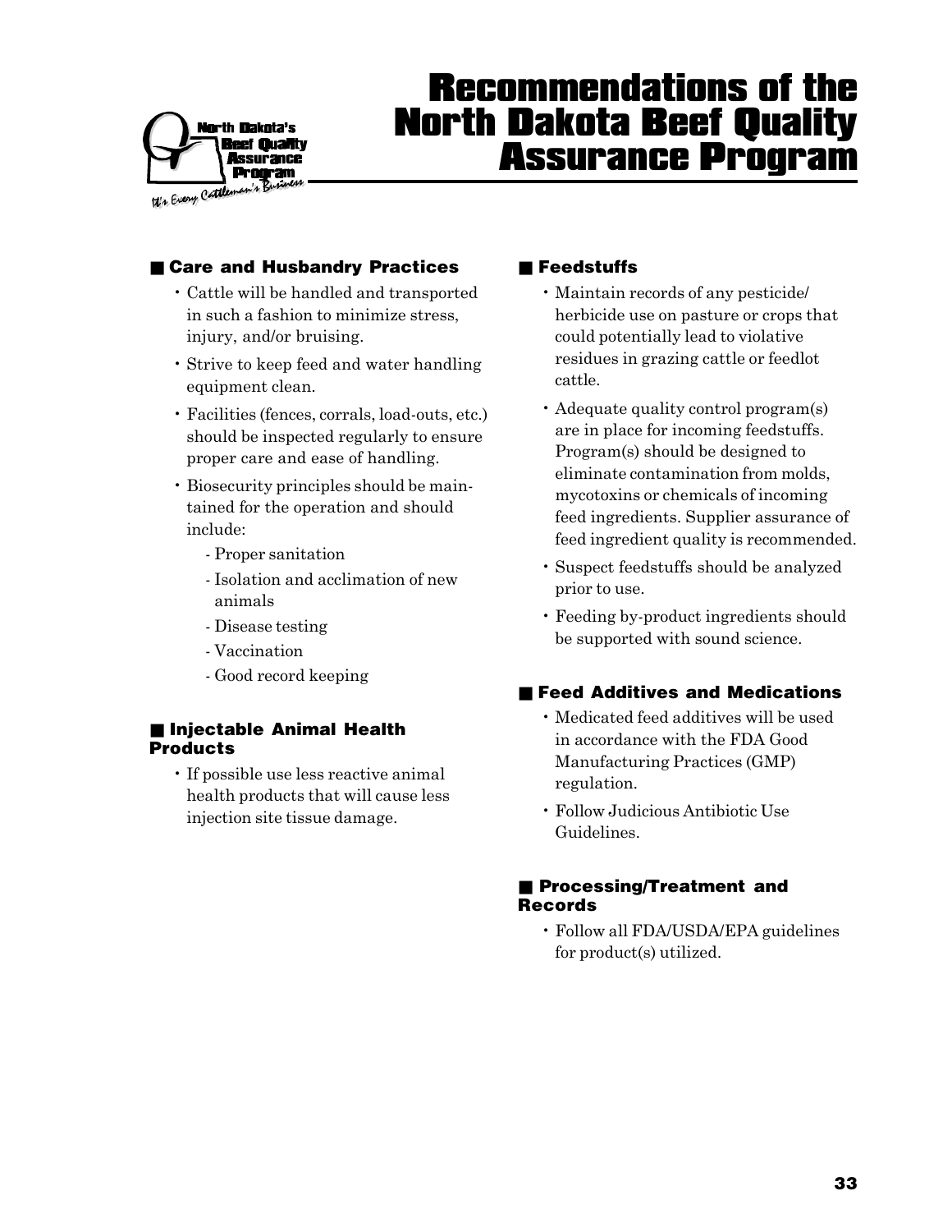# Recommendations of the North Dakota Beef Quality Assurance Program

## Care and Husbandry Practices

- Cattle will be handled and transported in such a fashion to minimize stress, injury, and/or bruising.
- Strive to keep feed and water handling equipment clean.
- Facilities (fences, corrals, load-outs, etc.) should be inspected regularly to ensure proper care and ease of handling.
- Biosecurity principles should be maintained for the operation and should include:
  - Proper sanitation
  - Isolation and acclimation of new animals
  - Disease testing
  - Vaccination
  - Good record keeping

## Injectable Animal Health Products

- If possible use less reactive animal health products that will cause less injection site tissue damage.

## Feedstuffs

- Maintain records of any pesticide/herbicide use on pasture or crops that could potentially lead to violative residues in grazing cattle or feedlot cattle.
- Adequate quality control program(s) are in place for incoming feedstuffs. Program(s) should be designed to eliminate contamination from molds, mycotoxins or chemicals of incoming feed ingredients. Supplier assurance of feed ingredient quality is recommended.
- Suspect feedstuffs should be analyzed prior to use.
- Feeding by-product ingredients should be supported with sound science.

## Feed Additives and Medications

- Medicated feed additives will be used in accordance with the FDA Good Manufacturing Practices (GMP) regulation.
- Follow Judicious Antibiotic Use Guidelines.

## Processing/Treatment and Records

- Follow all FDA/USDA/EPA guidelines for product(s) utilized.